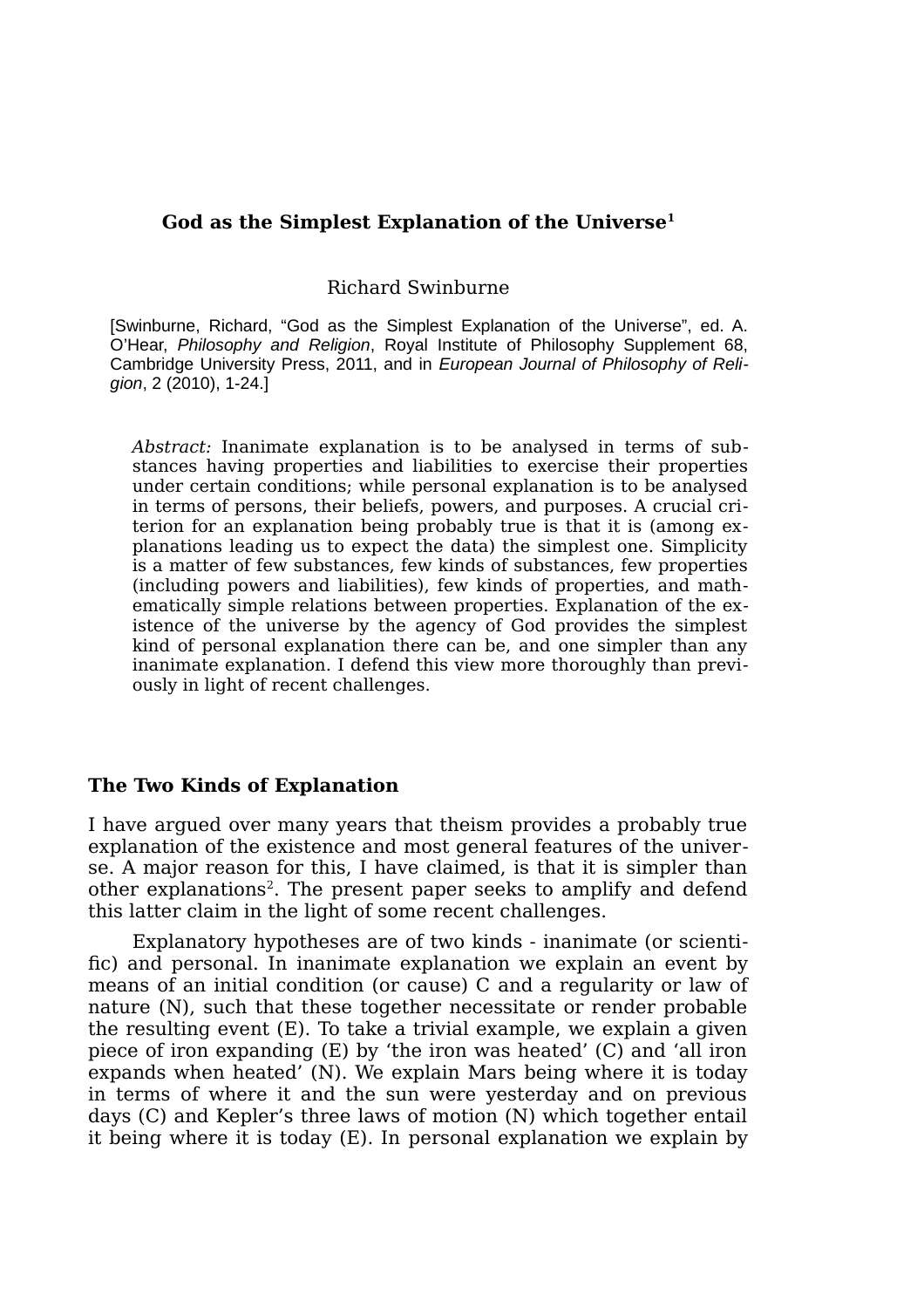# God as the Simplest Explanation of the Universe[1]

Richard Swinburne

[Swinburne, Richard, "God as the Simplest Explanation of the Universe", ed. A. O'Hear, *Philosophy and Religion*, Royal Institute of Philosophy Supplement 68, Cambridge University Press, 2011, and in *European Journal of Philosophy of Religion*, 2 (2010), 1-24.]

*Abstract:* Inanimate explanation is to be analysed in terms of substances having properties and liabilities to exercise their properties under certain conditions; while personal explanation is to be analysed in terms of persons, their beliefs, powers, and purposes. A crucial criterion for an explanation being probably true is that it is (among explanations leading us to expect the data) the simplest one. Simplicity is a matter of few substances, few kinds of substances, few properties (including powers and liabilities), few kinds of properties, and mathematically simple relations between properties. Explanation of the existence of the universe by the agency of God provides the simplest kind of personal explanation there can be, and one simpler than any inanimate explanation. I defend this view more thoroughly than previously in light of recent challenges.

## The Two Kinds of Explanation

I have argued over many years that theism provides a probably true explanation of the existence and most general features of the universe. A major reason for this, I have claimed, is that it is simpler than other explanations[2]. The present paper seeks to amplify and defend this latter claim in the light of some recent challenges.

Explanatory hypotheses are of two kinds - inanimate (or scientific) and personal. In inanimate explanation we explain an event by means of an initial condition (or cause) C and a regularity or law of nature (N), such that these together necessitate or render probable the resulting event (E). To take a trivial example, we explain a given piece of iron expanding (E) by 'the iron was heated' (C) and 'all iron expands when heated' (N). We explain Mars being where it is today in terms of where it and the sun were yesterday and on previous days (C) and Kepler's three laws of motion (N) which together entail it being where it is today (E). In personal explanation we explain by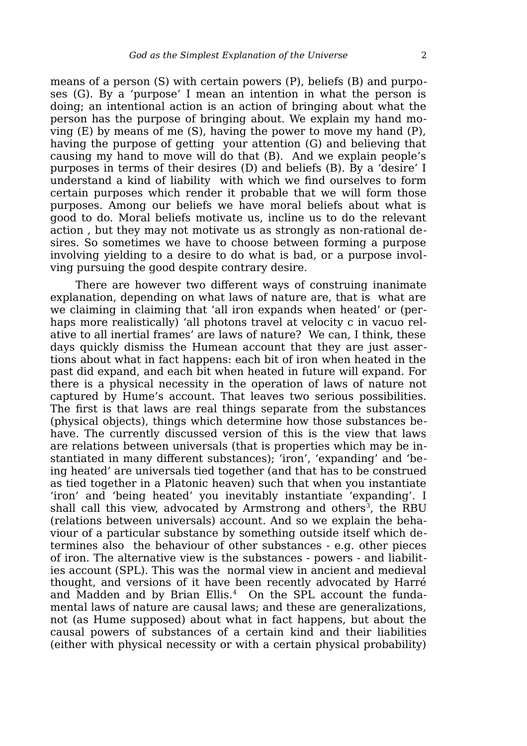means of a person (S) with certain powers (P), beliefs (B) and purposes (G). By a 'purpose' I mean an intention in what the person is doing; an intentional action is an action of bringing about what the person has the purpose of bringing about. We explain my hand moving (E) by means of me (S), having the power to move my hand (P), having the purpose of getting your attention (G) and believing that causing my hand to move will do that (B). And we explain people's purposes in terms of their desires (D) and beliefs (B). By a 'desire' I understand a kind of liability with which we find ourselves to form certain purposes which render it probable that we will form those purposes. Among our beliefs we have moral beliefs about what is good to do. Moral beliefs motivate us, incline us to do the relevant action , but they may not motivate us as strongly as non-rational desires. So sometimes we have to choose between forming a purpose involving yielding to a desire to do what is bad, or a purpose involving pursuing the good despite contrary desire.

There are however two different ways of construing inanimate explanation, depending on what laws of nature are, that is what are we claiming in claiming that 'all iron expands when heated' or (perhaps more realistically) 'all photons travel at velocity c in vacuo relative to all inertial frames' are laws of nature? We can, I think, these days quickly dismiss the Humean account that they are just assertions about what in fact happens: each bit of iron when heated in the past did expand, and each bit when heated in future will expand. For there is a physical necessity in the operation of laws of nature not captured by Hume's account. That leaves two serious possibilities. The first is that laws are real things separate from the substances (physical objects), things which determine how those substances behave. The currently discussed version of this is the view that laws are relations between universals (that is properties which may be instantiated in many different substances); 'iron', 'expanding' and 'being heated' are universals tied together (and that has to be construed as tied together in a Platonic heaven) such that when you instantiate 'iron' and 'being heated' you inevitably instantiate 'expanding'. I shall call this view, advocated by Armstrong and others[3], the RBU (relations between universals) account. And so we explain the behaviour of a particular substance by something outside itself which determines also the behaviour of other substances - e.g. other pieces of iron. The alternative view is the substances - powers - and liabilities account (SPL). This was the normal view in ancient and medieval thought, and versions of it have been recently advocated by Harré and Madden and by Brian Ellis.[4] On the SPL account the fundamental laws of nature are causal laws; and these are generalizations, not (as Hume supposed) about what in fact happens, but about the causal powers of substances of a certain kind and their liabilities (either with physical necessity or with a certain physical probability)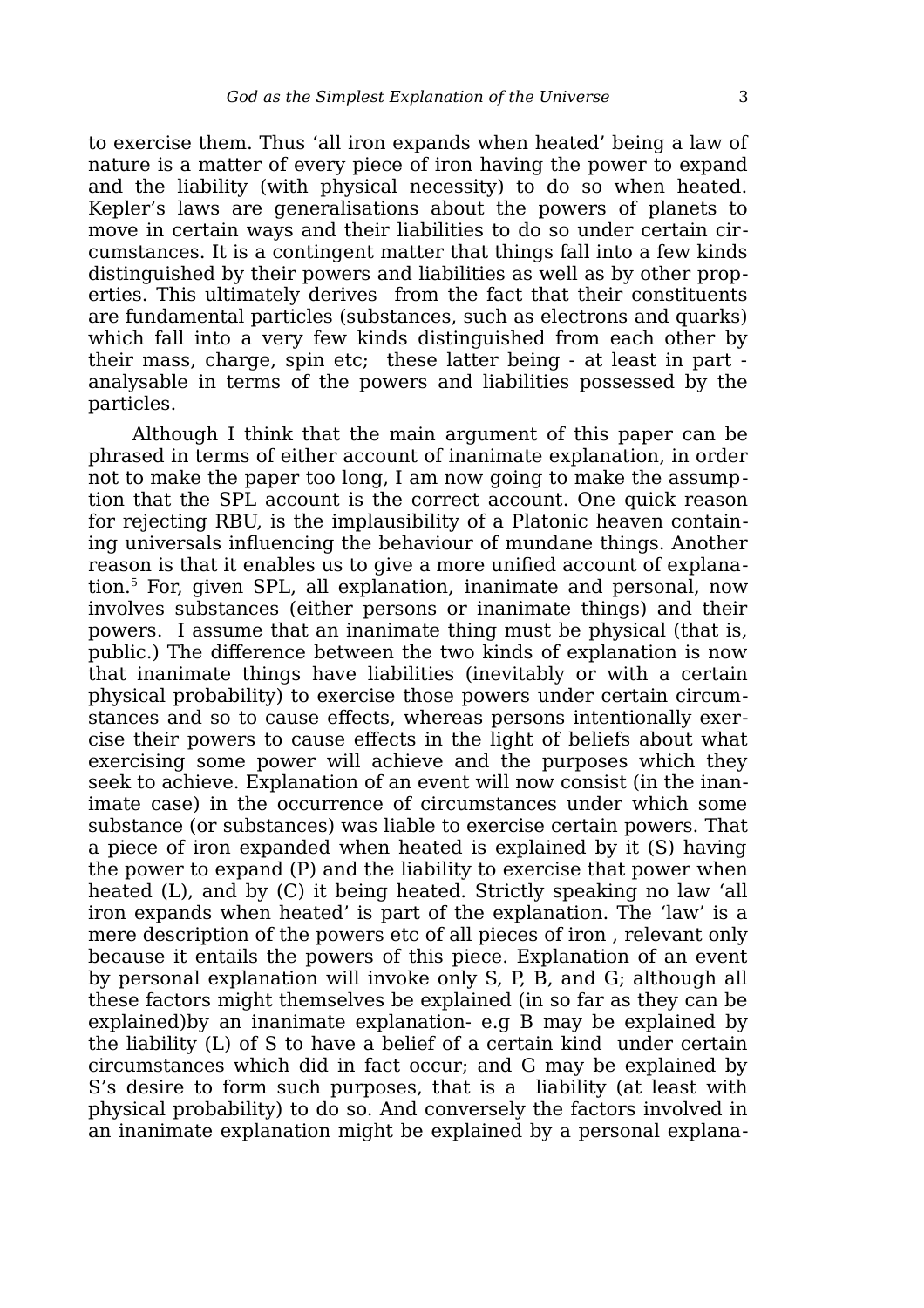to exercise them. Thus 'all iron expands when heated' being a law of nature is a matter of every piece of iron having the power to expand and the liability (with physical necessity) to do so when heated. Kepler's laws are generalisations about the powers of planets to move in certain ways and their liabilities to do so under certain circumstances. It is a contingent matter that things fall into a few kinds distinguished by their powers and liabilities as well as by other properties. This ultimately derives from the fact that their constituents are fundamental particles (substances, such as electrons and quarks) which fall into a very few kinds distinguished from each other by their mass, charge, spin etc; these latter being - at least in part - analysable in terms of the powers and liabilities possessed by the particles.

Although I think that the main argument of this paper can be phrased in terms of either account of inanimate explanation, in order not to make the paper too long, I am now going to make the assumption that the SPL account is the correct account. One quick reason for rejecting RBU, is the implausibility of a Platonic heaven containing universals influencing the behaviour of mundane things. Another reason is that it enables us to give a more unified account of explanation.[5] For, given SPL, all explanation, inanimate and personal, now involves substances (either persons or inanimate things) and their powers. I assume that an inanimate thing must be physical (that is, public.) The difference between the two kinds of explanation is now that inanimate things have liabilities (inevitably or with a certain physical probability) to exercise those powers under certain circumstances and so to cause effects, whereas persons intentionally exercise their powers to cause effects in the light of beliefs about what exercising some power will achieve and the purposes which they seek to achieve. Explanation of an event will now consist (in the inanimate case) in the occurrence of circumstances under which some substance (or substances) was liable to exercise certain powers. That a piece of iron expanded when heated is explained by it (S) having the power to expand (P) and the liability to exercise that power when heated (L), and by (C) it being heated. Strictly speaking no law 'all iron expands when heated' is part of the explanation. The 'law' is a mere description of the powers etc of all pieces of iron , relevant only because it entails the powers of this piece. Explanation of an event by personal explanation will invoke only S, P, B, and G; although all these factors might themselves be explained (in so far as they can be explained)by an inanimate explanation- e.g B may be explained by the liability (L) of S to have a belief of a certain kind under certain circumstances which did in fact occur; and G may be explained by S's desire to form such purposes, that is a liability (at least with physical probability) to do so. And conversely the factors involved in an inanimate explanation might be explained by a personal explana-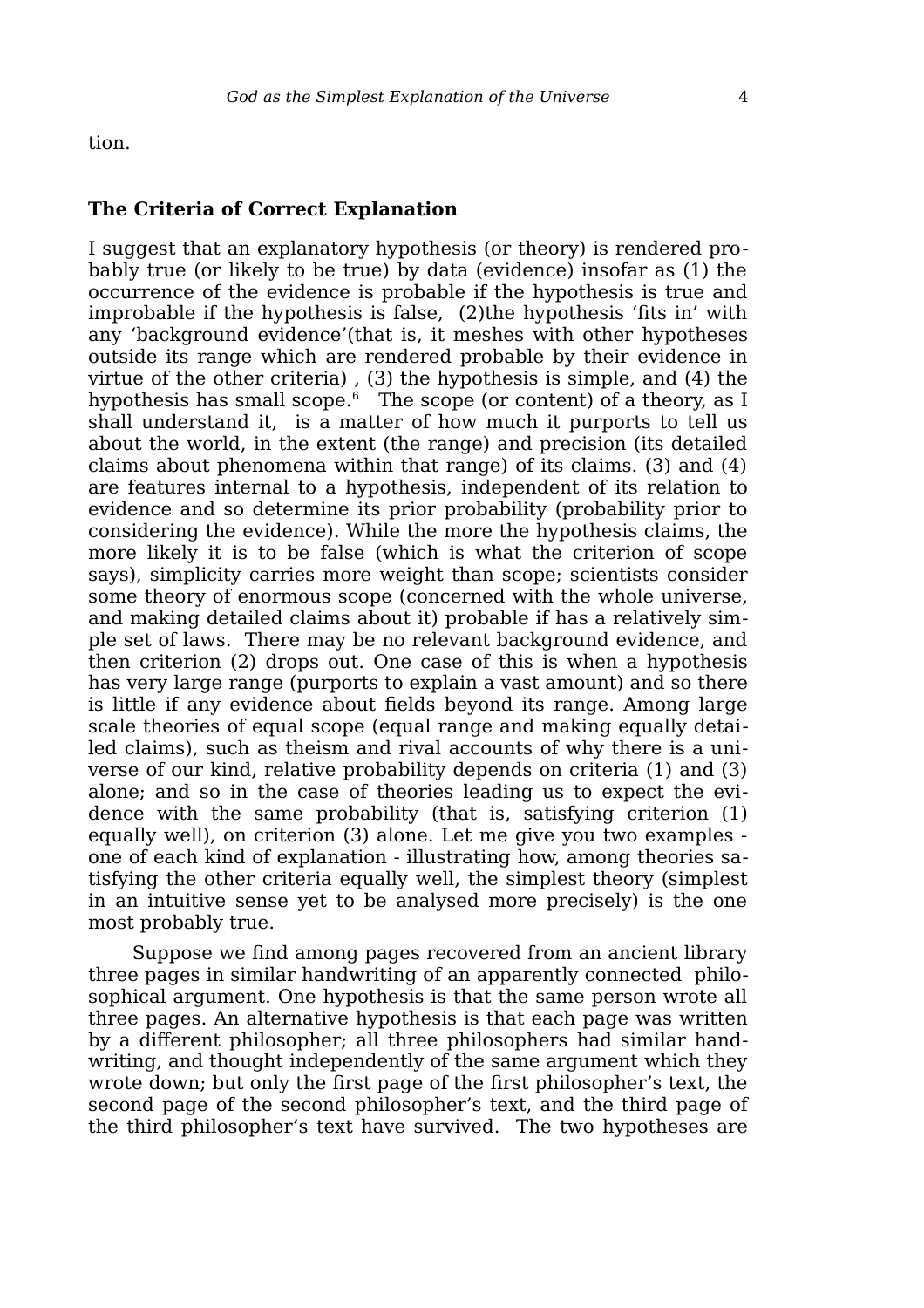tion.

### The Criteria of Correct Explanation

I suggest that an explanatory hypothesis (or theory) is rendered probably true (or likely to be true) by data (evidence) insofar as (1) the occurrence of the evidence is probable if the hypothesis is true and improbable if the hypothesis is false, (2)the hypothesis 'fits in' with any 'background evidence'(that is, it meshes with other hypotheses outside its range which are rendered probable by their evidence in virtue of the other criteria) , (3) the hypothesis is simple, and (4) the hypothesis has small scope.[6] The scope (or content) of a theory, as I shall understand it, is a matter of how much it purports to tell us about the world, in the extent (the range) and precision (its detailed claims about phenomena within that range) of its claims. (3) and (4) are features internal to a hypothesis, independent of its relation to evidence and so determine its prior probability (probability prior to considering the evidence). While the more the hypothesis claims, the more likely it is to be false (which is what the criterion of scope says), simplicity carries more weight than scope; scientists consider some theory of enormous scope (concerned with the whole universe, and making detailed claims about it) probable if has a relatively simple set of laws. There may be no relevant background evidence, and then criterion (2) drops out. One case of this is when a hypothesis has very large range (purports to explain a vast amount) and so there is little if any evidence about fields beyond its range. Among large scale theories of equal scope (equal range and making equally detailed claims), such as theism and rival accounts of why there is a universe of our kind, relative probability depends on criteria (1) and (3) alone; and so in the case of theories leading us to expect the evidence with the same probability (that is, satisfying criterion (1) equally well), on criterion (3) alone. Let me give you two examples - one of each kind of explanation - illustrating how, among theories satisfying the other criteria equally well, the simplest theory (simplest in an intuitive sense yet to be analysed more precisely) is the one most probably true.

Suppose we find among pages recovered from an ancient library three pages in similar handwriting of an apparently connected philosophical argument. One hypothesis is that the same person wrote all three pages. An alternative hypothesis is that each page was written by a different philosopher; all three philosophers had similar handwriting, and thought independently of the same argument which they wrote down; but only the first page of the first philosopher's text, the second page of the second philosopher's text, and the third page of the third philosopher's text have survived. The two hypotheses are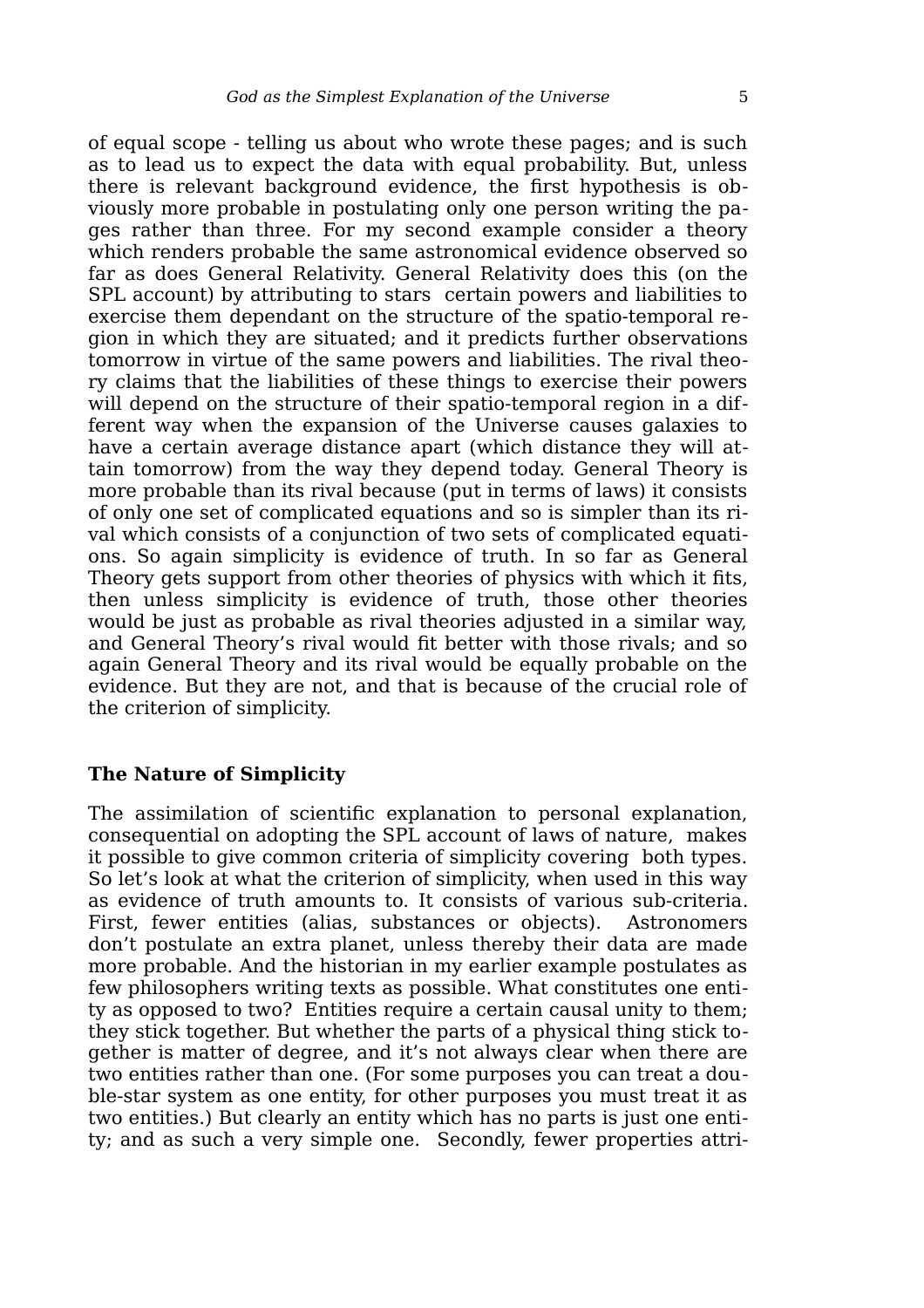of equal scope - telling us about who wrote these pages; and is such as to lead us to expect the data with equal probability. But, unless there is relevant background evidence, the first hypothesis is obviously more probable in postulating only one person writing the pages rather than three. For my second example consider a theory which renders probable the same astronomical evidence observed so far as does General Relativity. General Relativity does this (on the SPL account) by attributing to stars certain powers and liabilities to exercise them dependant on the structure of the spatio-temporal region in which they are situated; and it predicts further observations tomorrow in virtue of the same powers and liabilities. The rival theory claims that the liabilities of these things to exercise their powers will depend on the structure of their spatio-temporal region in a different way when the expansion of the Universe causes galaxies to have a certain average distance apart (which distance they will attain tomorrow) from the way they depend today. General Theory is more probable than its rival because (put in terms of laws) it consists of only one set of complicated equations and so is simpler than its rival which consists of a conjunction of two sets of complicated equations. So again simplicity is evidence of truth. In so far as General Theory gets support from other theories of physics with which it fits, then unless simplicity is evidence of truth, those other theories would be just as probable as rival theories adjusted in a similar way, and General Theory's rival would fit better with those rivals; and so again General Theory and its rival would be equally probable on the evidence. But they are not, and that is because of the crucial role of the criterion of simplicity.

## The Nature of Simplicity

The assimilation of scientific explanation to personal explanation, consequential on adopting the SPL account of laws of nature, makes it possible to give common criteria of simplicity covering both types. So let's look at what the criterion of simplicity, when used in this way as evidence of truth amounts to. It consists of various sub-criteria. First, fewer entities (alias, substances or objects). Astronomers don't postulate an extra planet, unless thereby their data are made more probable. And the historian in my earlier example postulates as few philosophers writing texts as possible. What constitutes one entity as opposed to two? Entities require a certain causal unity to them; they stick together. But whether the parts of a physical thing stick together is matter of degree, and it's not always clear when there are two entities rather than one. (For some purposes you can treat a double-star system as one entity, for other purposes you must treat it as two entities.) But clearly an entity which has no parts is just one entity; and as such a very simple one. Secondly, fewer properties attri-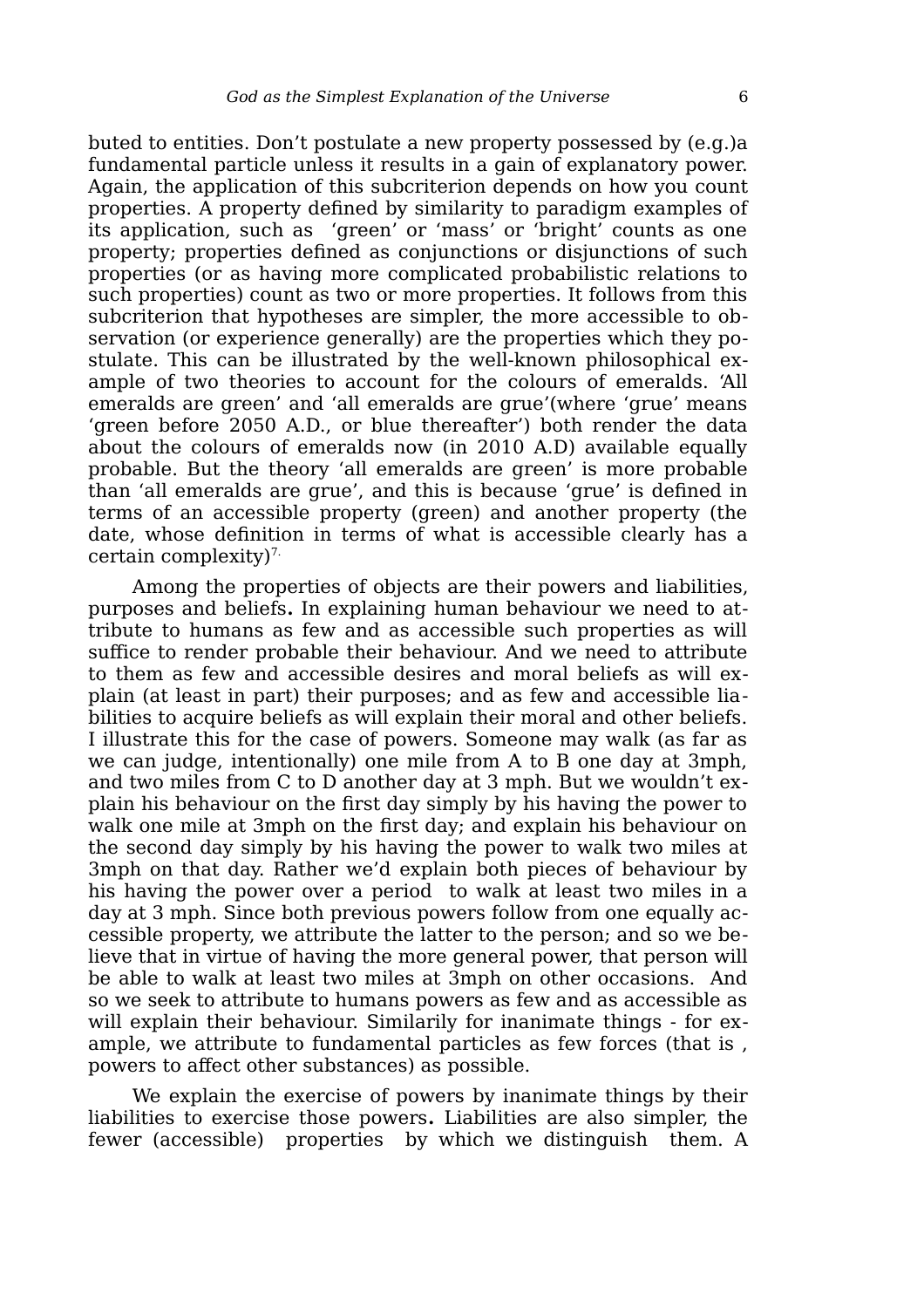buted to entities. Don't postulate a new property possessed by (e.g.)a fundamental particle unless it results in a gain of explanatory power. Again, the application of this subcriterion depends on how you count properties. A property defined by similarity to paradigm examples of its application, such as 'green' or 'mass' or 'bright' counts as one property; properties defined as conjunctions or disjunctions of such properties (or as having more complicated probabilistic relations to such properties) count as two or more properties. It follows from this subcriterion that hypotheses are simpler, the more accessible to observation (or experience generally) are the properties which they postulate. This can be illustrated by the well-known philosophical example of two theories to account for the colours of emeralds. 'All emeralds are green' and 'all emeralds are grue'(where 'grue' means 'green before 2050 A.D., or blue thereafter') both render the data about the colours of emeralds now (in 2010 A.D) available equally probable. But the theory 'all emeralds are green' is more probable than 'all emeralds are grue', and this is because 'grue' is defined in terms of an accessible property (green) and another property (the date, whose definition in terms of what is accessible clearly has a certain complexity)[7].

Among the properties of objects are their powers and liabilities, purposes and beliefs**.** In explaining human behaviour we need to attribute to humans as few and as accessible such properties as will suffice to render probable their behaviour. And we need to attribute to them as few and accessible desires and moral beliefs as will explain (at least in part) their purposes; and as few and accessible liabilities to acquire beliefs as will explain their moral and other beliefs. I illustrate this for the case of powers. Someone may walk (as far as we can judge, intentionally) one mile from A to B one day at 3mph, and two miles from C to D another day at 3 mph. But we wouldn't explain his behaviour on the first day simply by his having the power to walk one mile at 3mph on the first day; and explain his behaviour on the second day simply by his having the power to walk two miles at 3mph on that day. Rather we'd explain both pieces of behaviour by his having the power over a period to walk at least two miles in a day at 3 mph. Since both previous powers follow from one equally accessible property, we attribute the latter to the person; and so we believe that in virtue of having the more general power, that person will be able to walk at least two miles at 3mph on other occasions. And so we seek to attribute to humans powers as few and as accessible as will explain their behaviour. Similarily for inanimate things - for example, we attribute to fundamental particles as few forces (that is , powers to affect other substances) as possible.

We explain the exercise of powers by inanimate things by their liabilities to exercise those powers**.** Liabilities are also simpler, the fewer (accessible) properties by which we distinguish them. A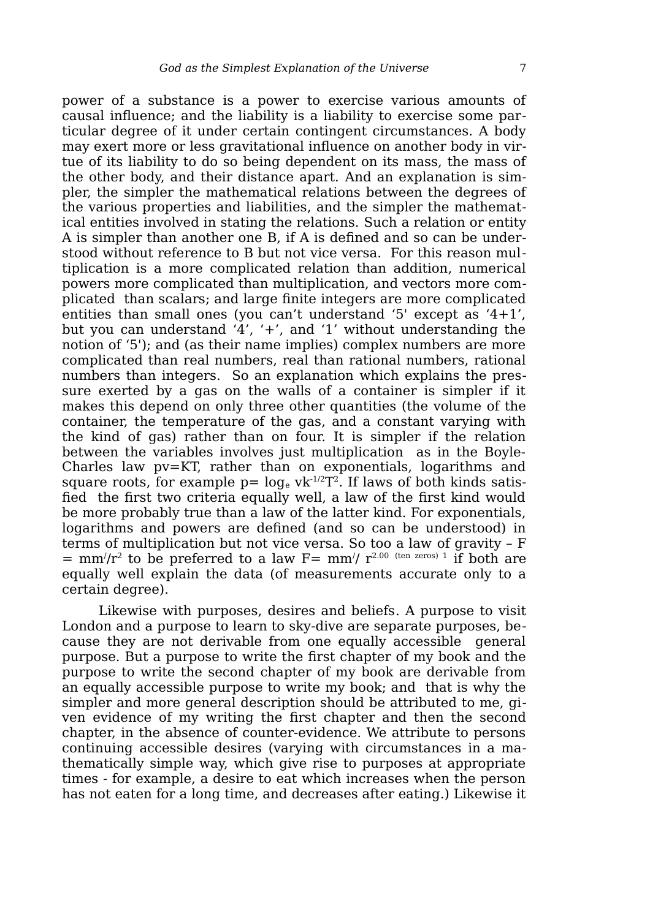power of a substance is a power to exercise various amounts of causal influence; and the liability is a liability to exercise some particular degree of it under certain contingent circumstances. A body may exert more or less gravitational influence on another body in virtue of its liability to do so being dependent on its mass, the mass of the other body, and their distance apart. And an explanation is simpler, the simpler the mathematical relations between the degrees of the various properties and liabilities, and the simpler the mathematical entities involved in stating the relations. Such a relation or entity A is simpler than another one B, if A is defined and so can be understood without reference to B but not vice versa. For this reason multiplication is a more complicated relation than addition, numerical powers more complicated than multiplication, and vectors more complicated than scalars; and large finite integers are more complicated entities than small ones (you can't understand '5' except as '4+1', but you can understand '4', '+', and '1' without understanding the notion of '5'); and (as their name implies) complex numbers are more complicated than real numbers, real than rational numbers, rational numbers than integers. So an explanation which explains the pressure exerted by a gas on the walls of a container is simpler if it makes this depend on only three other quantities (the volume of the container, the temperature of the gas, and a constant varying with the kind of gas) rather than on four. It is simpler if the relation between the variables involves just multiplication as in the Boyle-Charles law pv=KT, rather than on exponentials, logarithms and square roots, for example $p= \log_e vk^{-1/2}T^2$. If laws of both kinds satisfied the first two criteria equally well, a law of the first kind would be more probably true than a law of the latter kind. For exponentials, logarithms and powers are defined (and so can be understood) in terms of multiplication but not vice versa. So too a law of gravity – $F = mm'/r^2$ to be preferred to a law $F= mm'/ r^{2.00 \text{ (ten zeros) } 1}$ if both are equally well explain the data (of measurements accurate only to a certain degree).

Likewise with purposes, desires and beliefs. A purpose to visit London and a purpose to learn to sky-dive are separate purposes, because they are not derivable from one equally accessible general purpose. But a purpose to write the first chapter of my book and the purpose to write the second chapter of my book are derivable from an equally accessible purpose to write my book; and that is why the simpler and more general description should be attributed to me, given evidence of my writing the first chapter and then the second chapter, in the absence of counter-evidence. We attribute to persons continuing accessible desires (varying with circumstances in a mathematically simple way, which give rise to purposes at appropriate times - for example, a desire to eat which increases when the person has not eaten for a long time, and decreases after eating.) Likewise it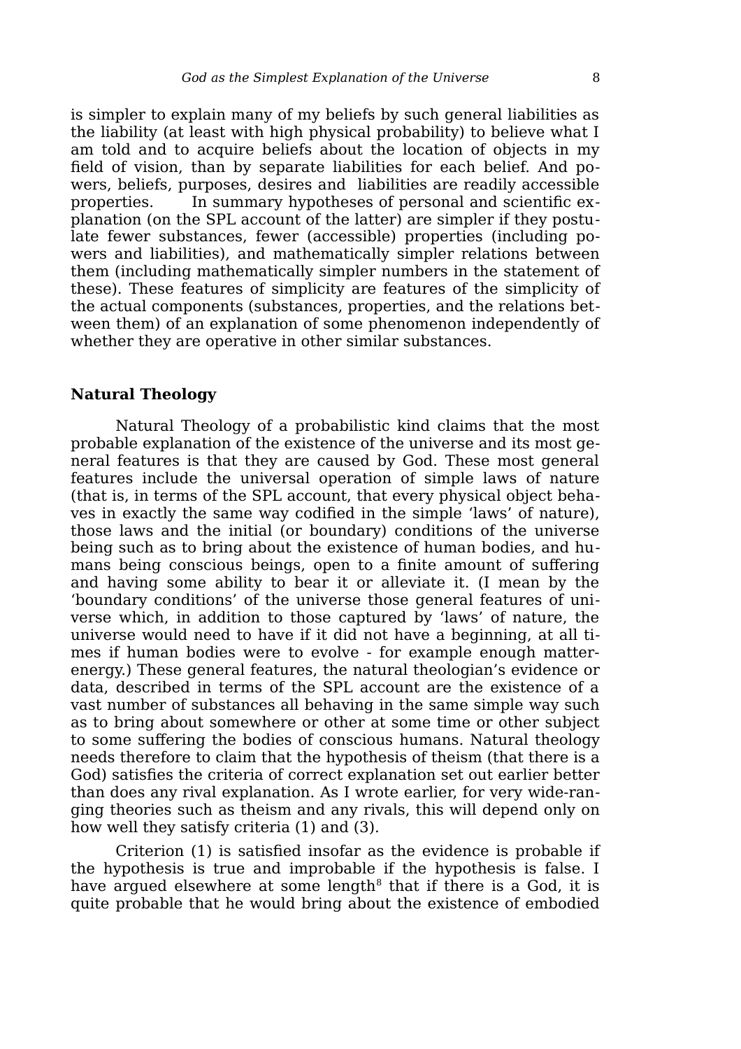is simpler to explain many of my beliefs by such general liabilities as the liability (at least with high physical probability) to believe what I am told and to acquire beliefs about the location of objects in my field of vision, than by separate liabilities for each belief. And powers, beliefs, purposes, desires and liabilities are readily accessible properties. In summary hypotheses of personal and scientific explanation (on the SPL account of the latter) are simpler if they postulate fewer substances, fewer (accessible) properties (including powers and liabilities), and mathematically simpler relations between them (including mathematically simpler numbers in the statement of these). These features of simplicity are features of the simplicity of the actual components (substances, properties, and the relations between them) of an explanation of some phenomenon independently of whether they are operative in other similar substances.

## Natural Theology

Natural Theology of a probabilistic kind claims that the most probable explanation of the existence of the universe and its most general features is that they are caused by God. These most general features include the universal operation of simple laws of nature (that is, in terms of the SPL account, that every physical object behaves in exactly the same way codified in the simple 'laws' of nature), those laws and the initial (or boundary) conditions of the universe being such as to bring about the existence of human bodies, and humans being conscious beings, open to a finite amount of suffering and having some ability to bear it or alleviate it. (I mean by the 'boundary conditions' of the universe those general features of universe which, in addition to those captured by 'laws' of nature, the universe would need to have if it did not have a beginning, at all times if human bodies were to evolve - for example enough matter-energy.) These general features, the natural theologian's evidence or data, described in terms of the SPL account are the existence of a vast number of substances all behaving in the same simple way such as to bring about somewhere or other at some time or other subject to some suffering the bodies of conscious humans. Natural theology needs therefore to claim that the hypothesis of theism (that there is a God) satisfies the criteria of correct explanation set out earlier better than does any rival explanation. As I wrote earlier, for very wide-ranging theories such as theism and any rivals, this will depend only on how well they satisfy criteria (1) and (3).

Criterion (1) is satisfied insofar as the evidence is probable if the hypothesis is true and improbable if the hypothesis is false. I have argued elsewhere at some length[8] that if there is a God, it is quite probable that he would bring about the existence of embodied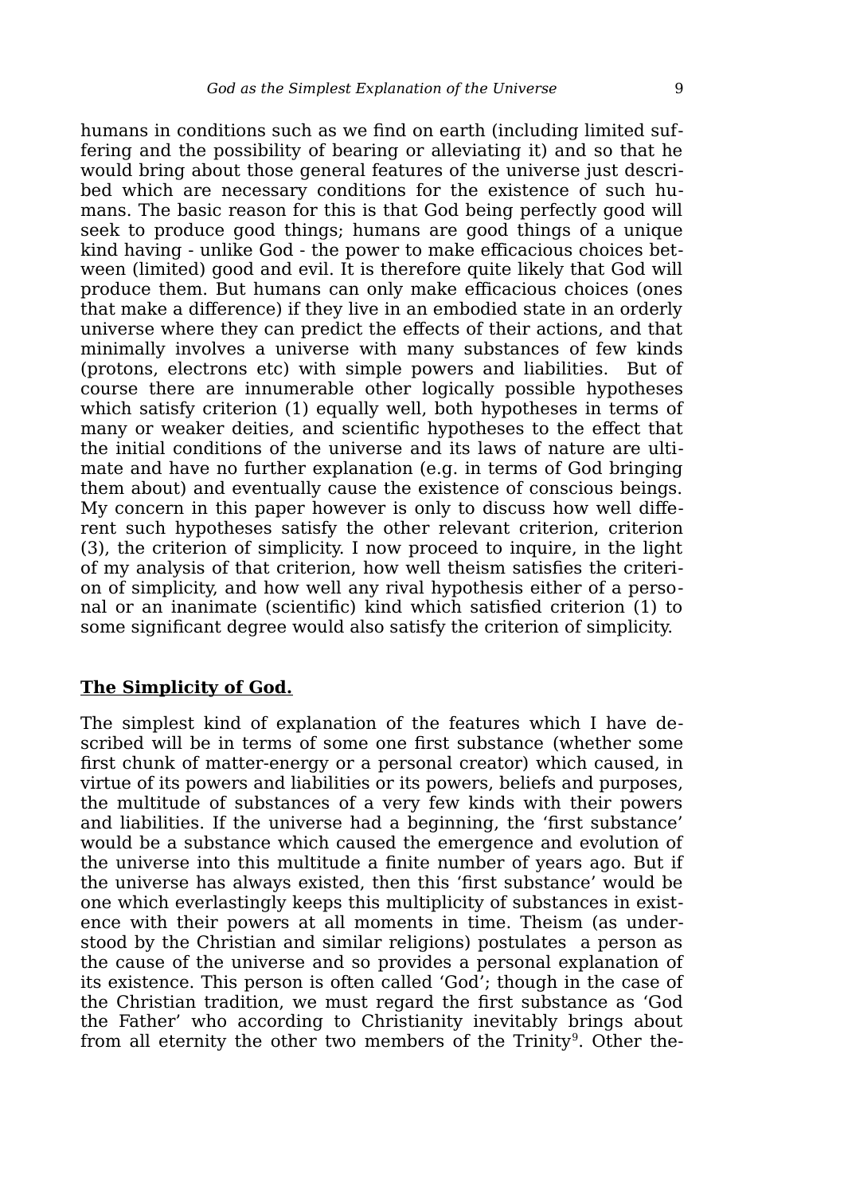humans in conditions such as we find on earth (including limited suffering and the possibility of bearing or alleviating it) and so that he would bring about those general features of the universe just described which are necessary conditions for the existence of such humans. The basic reason for this is that God being perfectly good will seek to produce good things; humans are good things of a unique kind having - unlike God - the power to make efficacious choices between (limited) good and evil. It is therefore quite likely that God will produce them. But humans can only make efficacious choices (ones that make a difference) if they live in an embodied state in an orderly universe where they can predict the effects of their actions, and that minimally involves a universe with many substances of few kinds (protons, electrons etc) with simple powers and liabilities. But of course there are innumerable other logically possible hypotheses which satisfy criterion (1) equally well, both hypotheses in terms of many or weaker deities, and scientific hypotheses to the effect that the initial conditions of the universe and its laws of nature are ultimate and have no further explanation (e.g. in terms of God bringing them about) and eventually cause the existence of conscious beings. My concern in this paper however is only to discuss how well different such hypotheses satisfy the other relevant criterion, criterion (3), the criterion of simplicity. I now proceed to inquire, in the light of my analysis of that criterion, how well theism satisfies the criterion of simplicity, and how well any rival hypothesis either of a personal or an inanimate (scientific) kind which satisfied criterion (1) to some significant degree would also satisfy the criterion of simplicity.

## **The Simplicity of God.**

The simplest kind of explanation of the features which I have described will be in terms of some one first substance (whether some first chunk of matter-energy or a personal creator) which caused, in virtue of its powers and liabilities or its powers, beliefs and purposes, the multitude of substances of a very few kinds with their powers and liabilities. If the universe had a beginning, the 'first substance' would be a substance which caused the emergence and evolution of the universe into this multitude a finite number of years ago. But if the universe has always existed, then this 'first substance' would be one which everlastingly keeps this multiplicity of substances in existence with their powers at all moments in time. Theism (as understood by the Christian and similar religions) postulates a person as the cause of the universe and so provides a personal explanation of its existence. This person is often called 'God'; though in the case of the Christian tradition, we must regard the first substance as 'God the Father' who according to Christianity inevitably brings about from all eternity the other two members of the Trinity[9]. Other the-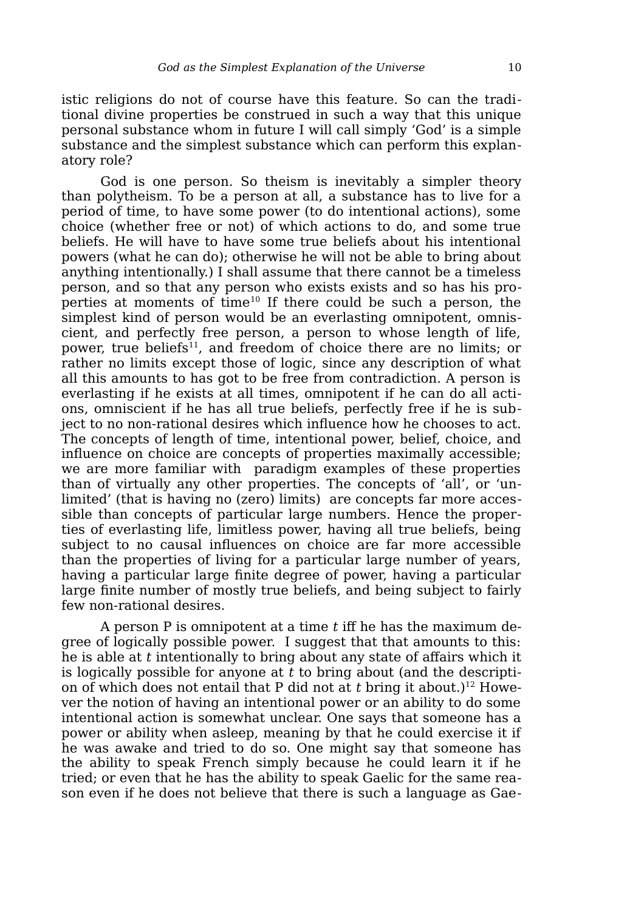istic religions do not of course have this feature. So can the traditional divine properties be construed in such a way that this unique personal substance whom in future I will call simply 'God' is a simple substance and the simplest substance which can perform this explanatory role?

God is one person. So theism is inevitably a simpler theory than polytheism. To be a person at all, a substance has to live for a period of time, to have some power (to do intentional actions), some choice (whether free or not) of which actions to do, and some true beliefs. He will have to have some true beliefs about his intentional powers (what he can do); otherwise he will not be able to bring about anything intentionally.) I shall assume that there cannot be a timeless person, and so that any person who exists exists and so has his properties at moments of time[10] If there could be such a person, the simplest kind of person would be an everlasting omnipotent, omniscient, and perfectly free person, a person to whose length of life, power, true beliefs[11], and freedom of choice there are no limits; or rather no limits except those of logic, since any description of what all this amounts to has got to be free from contradiction. A person is everlasting if he exists at all times, omnipotent if he can do all actions, omniscient if he has all true beliefs, perfectly free if he is subject to no non-rational desires which influence how he chooses to act. The concepts of length of time, intentional power, belief, choice, and influence on choice are concepts of properties maximally accessible; we are more familiar with paradigm examples of these properties than of virtually any other properties. The concepts of 'all', or 'unlimited' (that is having no (zero) limits) are concepts far more accessible than concepts of particular large numbers. Hence the properties of everlasting life, limitless power, having all true beliefs, being subject to no causal influences on choice are far more accessible than the properties of living for a particular large number of years, having a particular large finite degree of power, having a particular large finite number of mostly true beliefs, and being subject to fairly few non-rational desires.

A person P is omnipotent at a time *t* iff he has the maximum degree of logically possible power. I suggest that that amounts to this: he is able at *t* intentionally to bring about any state of affairs which it is logically possible for anyone at *t* to bring about (and the description of which does not entail that P did not at *t* bring it about.)[12] However the notion of having an intentional power or an ability to do some intentional action is somewhat unclear. One says that someone has a power or ability when asleep, meaning by that he could exercise it if he was awake and tried to do so. One might say that someone has the ability to speak French simply because he could learn it if he tried; or even that he has the ability to speak Gaelic for the same reason even if he does not believe that there is such a language as Gae-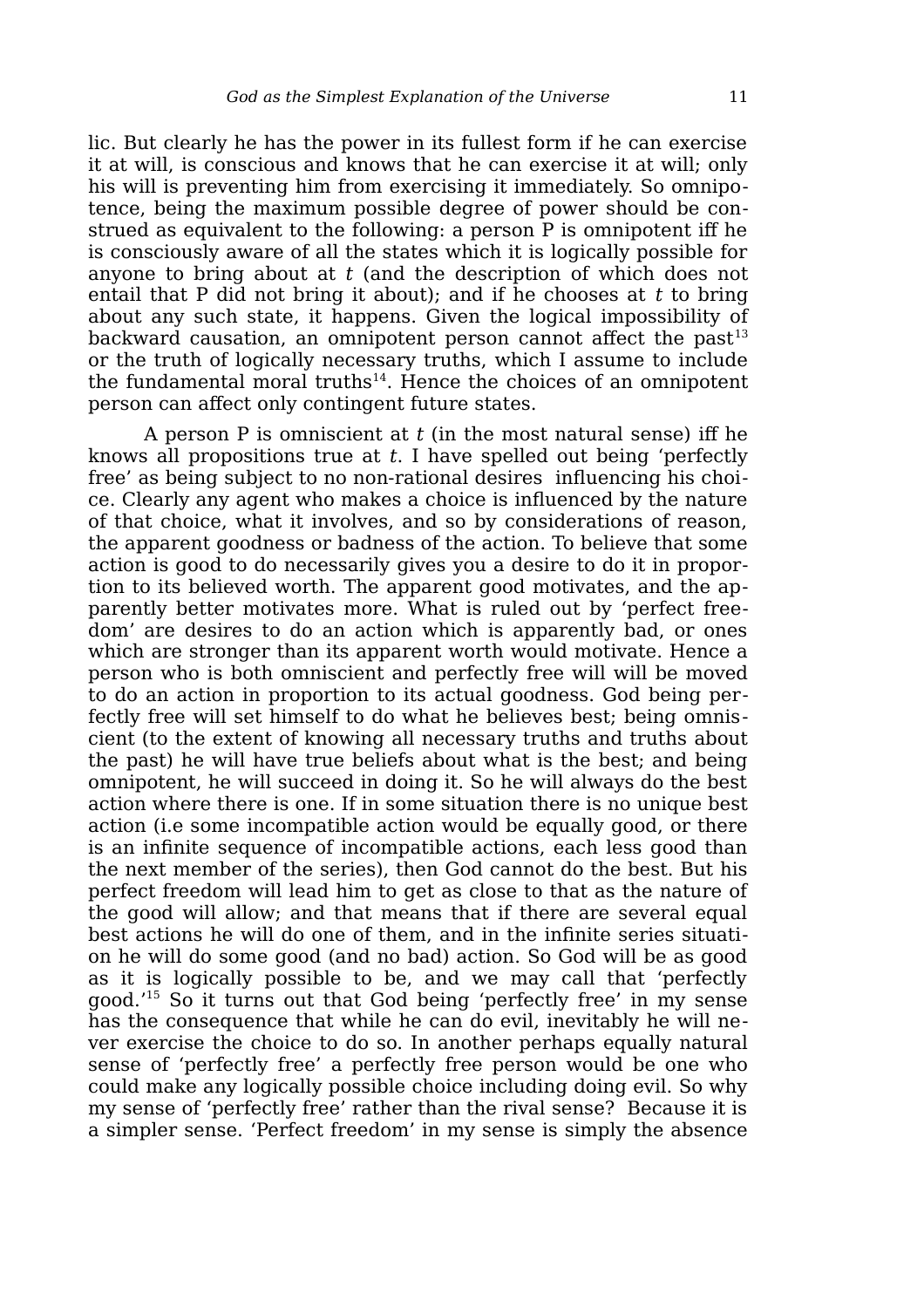lic. But clearly he has the power in its fullest form if he can exercise it at will, is conscious and knows that he can exercise it at will; only his will is preventing him from exercising it immediately. So omnipotence, being the maximum possible degree of power should be construed as equivalent to the following: a person P is omnipotent iff he is consciously aware of all the states which it is logically possible for anyone to bring about at *t* (and the description of which does not entail that P did not bring it about); and if he chooses at *t* to bring about any such state, it happens. Given the logical impossibility of backward causation, an omnipotent person cannot affect the past[13] or the truth of logically necessary truths, which I assume to include the fundamental moral truths[14]. Hence the choices of an omnipotent person can affect only contingent future states.

A person P is omniscient at *t* (in the most natural sense) iff he knows all propositions true at *t*. I have spelled out being 'perfectly free' as being subject to no non-rational desires influencing his choice. Clearly any agent who makes a choice is influenced by the nature of that choice, what it involves, and so by considerations of reason, the apparent goodness or badness of the action. To believe that some action is good to do necessarily gives you a desire to do it in proportion to its believed worth. The apparent good motivates, and the apparently better motivates more. What is ruled out by 'perfect freedom' are desires to do an action which is apparently bad, or ones which are stronger than its apparent worth would motivate. Hence a person who is both omniscient and perfectly free will will be moved to do an action in proportion to its actual goodness. God being perfectly free will set himself to do what he believes best; being omniscient (to the extent of knowing all necessary truths and truths about the past) he will have true beliefs about what is the best; and being omnipotent, he will succeed in doing it. So he will always do the best action where there is one. If in some situation there is no unique best action (i.e some incompatible action would be equally good, or there is an infinite sequence of incompatible actions, each less good than the next member of the series), then God cannot do the best. But his perfect freedom will lead him to get as close to that as the nature of the good will allow; and that means that if there are several equal best actions he will do one of them, and in the infinite series situation he will do some good (and no bad) action. So God will be as good as it is logically possible to be, and we may call that 'perfectly good.'[15] So it turns out that God being 'perfectly free' in my sense has the consequence that while he can do evil, inevitably he will never exercise the choice to do so. In another perhaps equally natural sense of 'perfectly free' a perfectly free person would be one who could make any logically possible choice including doing evil. So why my sense of 'perfectly free' rather than the rival sense? Because it is a simpler sense. 'Perfect freedom' in my sense is simply the absence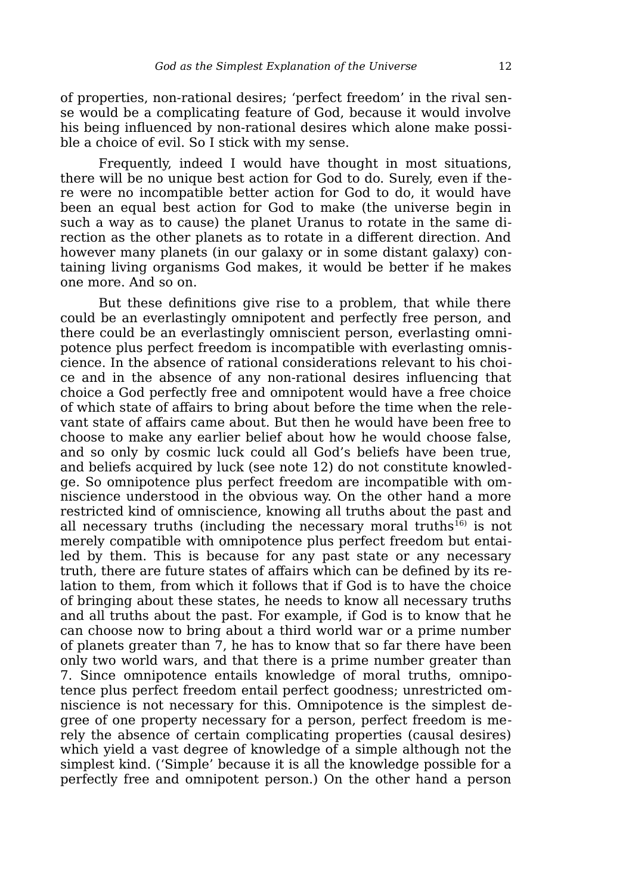of properties, non-rational desires; 'perfect freedom' in the rival sense would be a complicating feature of God, because it would involve his being influenced by non-rational desires which alone make possible a choice of evil. So I stick with my sense.

Frequently, indeed I would have thought in most situations, there will be no unique best action for God to do. Surely, even if there were no incompatible better action for God to do, it would have been an equal best action for God to make (the universe begin in such a way as to cause) the planet Uranus to rotate in the same direction as the other planets as to rotate in a different direction. And however many planets (in our galaxy or in some distant galaxy) containing living organisms God makes, it would be better if he makes one more. And so on.

But these definitions give rise to a problem, that while there could be an everlastingly omnipotent and perfectly free person, and there could be an everlastingly omniscient person, everlasting omnipotence plus perfect freedom is incompatible with everlasting omniscience. In the absence of rational considerations relevant to his choice and in the absence of any non-rational desires influencing that choice a God perfectly free and omnipotent would have a free choice of which state of affairs to bring about before the time when the relevant state of affairs came about. But then he would have been free to choose to make any earlier belief about how he would choose false, and so only by cosmic luck could all God's beliefs have been true, and beliefs acquired by luck (see note 12) do not constitute knowledge. So omnipotence plus perfect freedom are incompatible with omniscience understood in the obvious way. On the other hand a more restricted kind of omniscience, knowing all truths about the past and all necessary truths (including the necessary moral truths[16]) is not merely compatible with omnipotence plus perfect freedom but entailed by them. This is because for any past state or any necessary truth, there are future states of affairs which can be defined by its relation to them, from which it follows that if God is to have the choice of bringing about these states, he needs to know all necessary truths and all truths about the past. For example, if God is to know that he can choose now to bring about a third world war or a prime number of planets greater than 7, he has to know that so far there have been only two world wars, and that there is a prime number greater than 7. Since omnipotence entails knowledge of moral truths, omnipotence plus perfect freedom entail perfect goodness; unrestricted omniscience is not necessary for this. Omnipotence is the simplest degree of one property necessary for a person, perfect freedom is merely the absence of certain complicating properties (causal desires) which yield a vast degree of knowledge of a simple although not the simplest kind. ('Simple' because it is all the knowledge possible for a perfectly free and omnipotent person.) On the other hand a person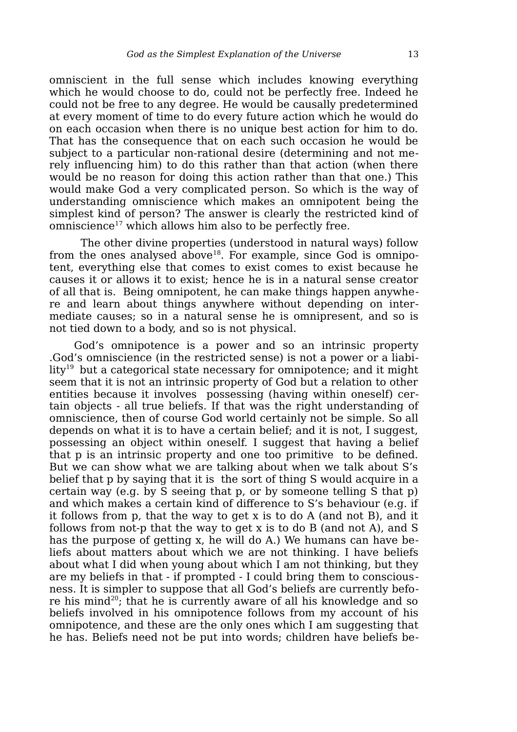omniscient in the full sense which includes knowing everything which he would choose to do, could not be perfectly free. Indeed he could not be free to any degree. He would be causally predetermined at every moment of time to do every future action which he would do on each occasion when there is no unique best action for him to do. That has the consequence that on each such occasion he would be subject to a particular non-rational desire (determining and not merely influencing him) to do this rather than that action (when there would be no reason for doing this action rather than that one.) This would make God a very complicated person. So which is the way of understanding omniscience which makes an omnipotent being the simplest kind of person? The answer is clearly the restricted kind of omniscience[17] which allows him also to be perfectly free.

The other divine properties (understood in natural ways) follow from the ones analysed above[18]. For example, since God is omnipotent, everything else that comes to exist comes to exist because he causes it or allows it to exist; hence he is in a natural sense creator of all that is. Being omnipotent, he can make things happen anywhere and learn about things anywhere without depending on intermediate causes; so in a natural sense he is omnipresent, and so is not tied down to a body, and so is not physical.

God's omnipotence is a power and so an intrinsic property .God's omniscience (in the restricted sense) is not a power or a liability[19] but a categorical state necessary for omnipotence; and it might seem that it is not an intrinsic property of God but a relation to other entities because it involves possessing (having within oneself) certain objects - all true beliefs. If that was the right understanding of omniscience, then of course God world certainly not be simple. So all depends on what it is to have a certain belief; and it is not, I suggest, possessing an object within oneself. I suggest that having a belief that p is an intrinsic property and one too primitive to be defined. But we can show what we are talking about when we talk about S's belief that p by saying that it is the sort of thing S would acquire in a certain way (e.g. by S seeing that p, or by someone telling S that p) and which makes a certain kind of difference to S's behaviour (e.g. if it follows from p, that the way to get x is to do A (and not B), and it follows from not-p that the way to get x is to do B (and not A), and S has the purpose of getting x, he will do A.) We humans can have beliefs about matters about which we are not thinking. I have beliefs about what I did when young about which I am not thinking, but they are my beliefs in that - if prompted - I could bring them to consciousness. It is simpler to suppose that all God's beliefs are currently before his mind[20]; that he is currently aware of all his knowledge and so beliefs involved in his omnipotence follows from my account of his omnipotence, and these are the only ones which I am suggesting that he has. Beliefs need not be put into words; children have beliefs be-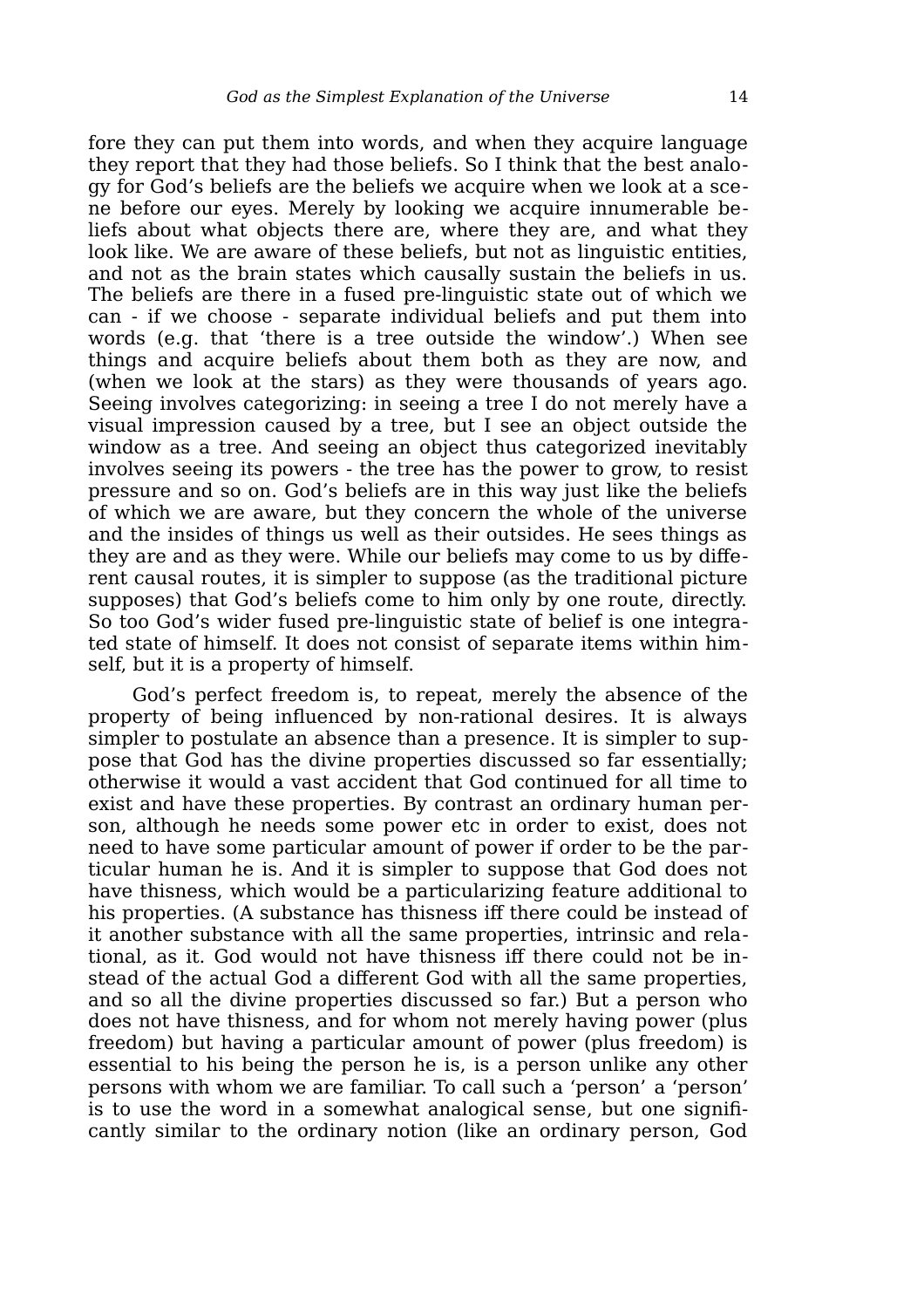fore they can put them into words, and when they acquire language they report that they had those beliefs. So I think that the best analogy for God's beliefs are the beliefs we acquire when we look at a scene before our eyes. Merely by looking we acquire innumerable beliefs about what objects there are, where they are, and what they look like. We are aware of these beliefs, but not as linguistic entities, and not as the brain states which causally sustain the beliefs in us. The beliefs are there in a fused pre-linguistic state out of which we can - if we choose - separate individual beliefs and put them into words (e.g. that 'there is a tree outside the window'.) When see things and acquire beliefs about them both as they are now, and (when we look at the stars) as they were thousands of years ago. Seeing involves categorizing: in seeing a tree I do not merely have a visual impression caused by a tree, but I see an object outside the window as a tree. And seeing an object thus categorized inevitably involves seeing its powers - the tree has the power to grow, to resist pressure and so on. God's beliefs are in this way just like the beliefs of which we are aware, but they concern the whole of the universe and the insides of things us well as their outsides. He sees things as they are and as they were. While our beliefs may come to us by different causal routes, it is simpler to suppose (as the traditional picture supposes) that God's beliefs come to him only by one route, directly. So too God's wider fused pre-linguistic state of belief is one integrated state of himself. It does not consist of separate items within himself, but it is a property of himself.

God's perfect freedom is, to repeat, merely the absence of the property of being influenced by non-rational desires. It is always simpler to postulate an absence than a presence. It is simpler to suppose that God has the divine properties discussed so far essentially; otherwise it would a vast accident that God continued for all time to exist and have these properties. By contrast an ordinary human person, although he needs some power etc in order to exist, does not need to have some particular amount of power if order to be the particular human he is. And it is simpler to suppose that God does not have thisness, which would be a particularizing feature additional to his properties. (A substance has thisness iff there could be instead of it another substance with all the same properties, intrinsic and relational, as it. God would not have thisness iff there could not be instead of the actual God a different God with all the same properties, and so all the divine properties discussed so far.) But a person who does not have thisness, and for whom not merely having power (plus freedom) but having a particular amount of power (plus freedom) is essential to his being the person he is, is a person unlike any other persons with whom we are familiar. To call such a 'person' a 'person' is to use the word in a somewhat analogical sense, but one significantly similar to the ordinary notion (like an ordinary person, God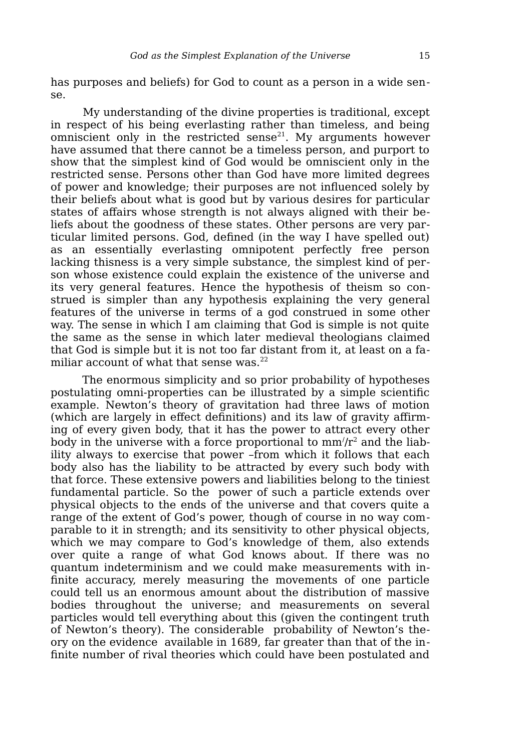has purposes and beliefs) for God to count as a person in a wide sense.

My understanding of the divine properties is traditional, except in respect of his being everlasting rather than timeless, and being omniscient only in the restricted sense[21]. My arguments however have assumed that there cannot be a timeless person, and purport to show that the simplest kind of God would be omniscient only in the restricted sense. Persons other than God have more limited degrees of power and knowledge; their purposes are not influenced solely by their beliefs about what is good but by various desires for particular states of affairs whose strength is not always aligned with their beliefs about the goodness of these states. Other persons are very particular limited persons. God, defined (in the way I have spelled out) as an essentially everlasting omnipotent perfectly free person lacking thisness is a very simple substance, the simplest kind of person whose existence could explain the existence of the universe and its very general features. Hence the hypothesis of theism so construed is simpler than any hypothesis explaining the very general features of the universe in terms of a god construed in some other way. The sense in which I am claiming that God is simple is not quite the same as the sense in which later medieval theologians claimed that God is simple but it is not too far distant from it, at least on a familiar account of what that sense was.[22]

The enormous simplicity and so prior probability of hypotheses postulating omni-properties can be illustrated by a simple scientific example. Newton's theory of gravitation had three laws of motion (which are largely in effect definitions) and its law of gravity affirming of every given body, that it has the power to attract every other body in the universe with a force proportional to $mm'/r^2$ and the liability always to exercise that power –from which it follows that each body also has the liability to be attracted by every such body with that force. These extensive powers and liabilities belong to the tiniest fundamental particle. So the power of such a particle extends over physical objects to the ends of the universe and that covers quite a range of the extent of God's power, though of course in no way comparable to it in strength; and its sensitivity to other physical objects, which we may compare to God's knowledge of them, also extends over quite a range of what God knows about. If there was no quantum indeterminism and we could make measurements with infinite accuracy, merely measuring the movements of one particle could tell us an enormous amount about the distribution of massive bodies throughout the universe; and measurements on several particles would tell everything about this (given the contingent truth of Newton's theory). The considerable probability of Newton's theory on the evidence available in 1689, far greater than that of the infinite number of rival theories which could have been postulated and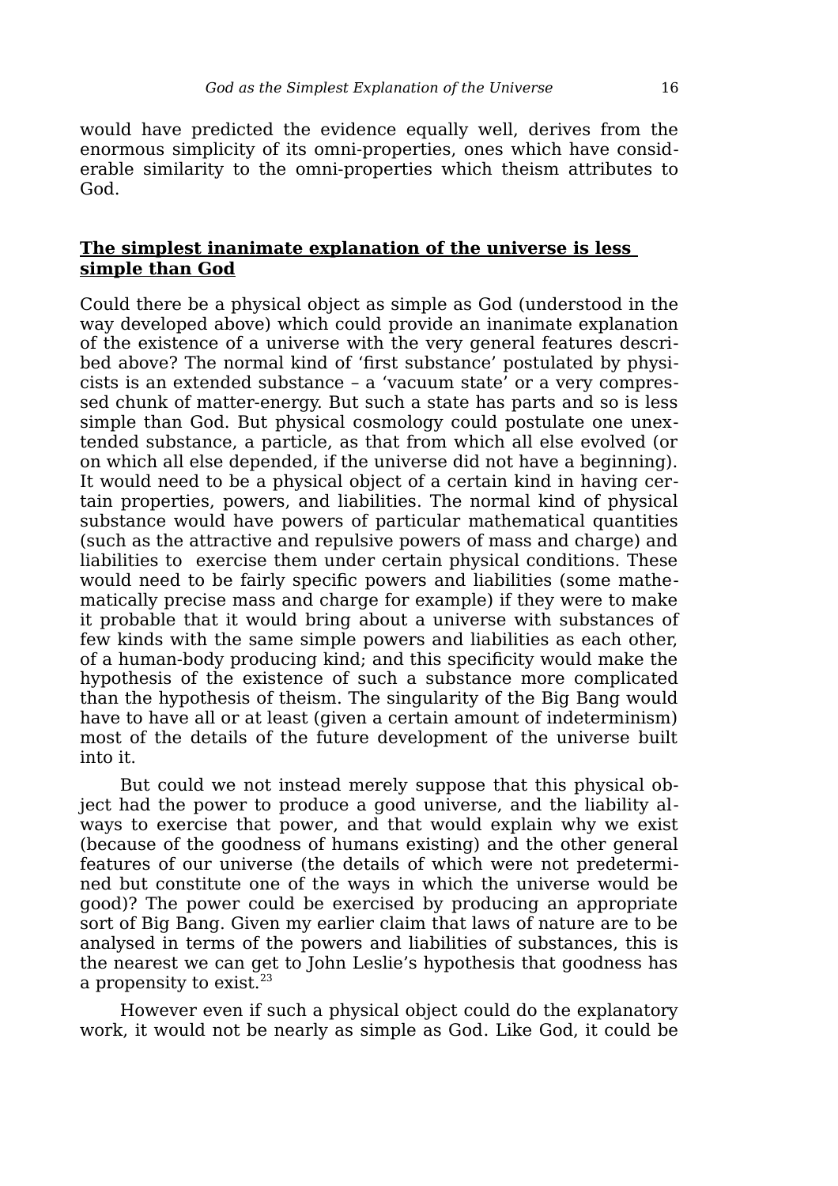would have predicted the evidence equally well, derives from the enormous simplicity of its omni-properties, ones which have considerable similarity to the omni-properties which theism attributes to God.

## **The simplest inanimate explanation of the universe is less simple than God**

Could there be a physical object as simple as God (understood in the way developed above) which could provide an inanimate explanation of the existence of a universe with the very general features described above? The normal kind of 'first substance' postulated by physicists is an extended substance – a 'vacuum state' or a very compressed chunk of matter-energy. But such a state has parts and so is less simple than God. But physical cosmology could postulate one unextended substance, a particle, as that from which all else evolved (or on which all else depended, if the universe did not have a beginning). It would need to be a physical object of a certain kind in having certain properties, powers, and liabilities. The normal kind of physical substance would have powers of particular mathematical quantities (such as the attractive and repulsive powers of mass and charge) and liabilities to exercise them under certain physical conditions. These would need to be fairly specific powers and liabilities (some mathematically precise mass and charge for example) if they were to make it probable that it would bring about a universe with substances of few kinds with the same simple powers and liabilities as each other, of a human-body producing kind; and this specificity would make the hypothesis of the existence of such a substance more complicated than the hypothesis of theism. The singularity of the Big Bang would have to have all or at least (given a certain amount of indeterminism) most of the details of the future development of the universe built into it.

But could we not instead merely suppose that this physical object had the power to produce a good universe, and the liability always to exercise that power, and that would explain why we exist (because of the goodness of humans existing) and the other general features of our universe (the details of which were not predetermined but constitute one of the ways in which the universe would be good)? The power could be exercised by producing an appropriate sort of Big Bang. Given my earlier claim that laws of nature are to be analysed in terms of the powers and liabilities of substances, this is the nearest we can get to John Leslie's hypothesis that goodness has a propensity to exist.[23]

However even if such a physical object could do the explanatory work, it would not be nearly as simple as God. Like God, it could be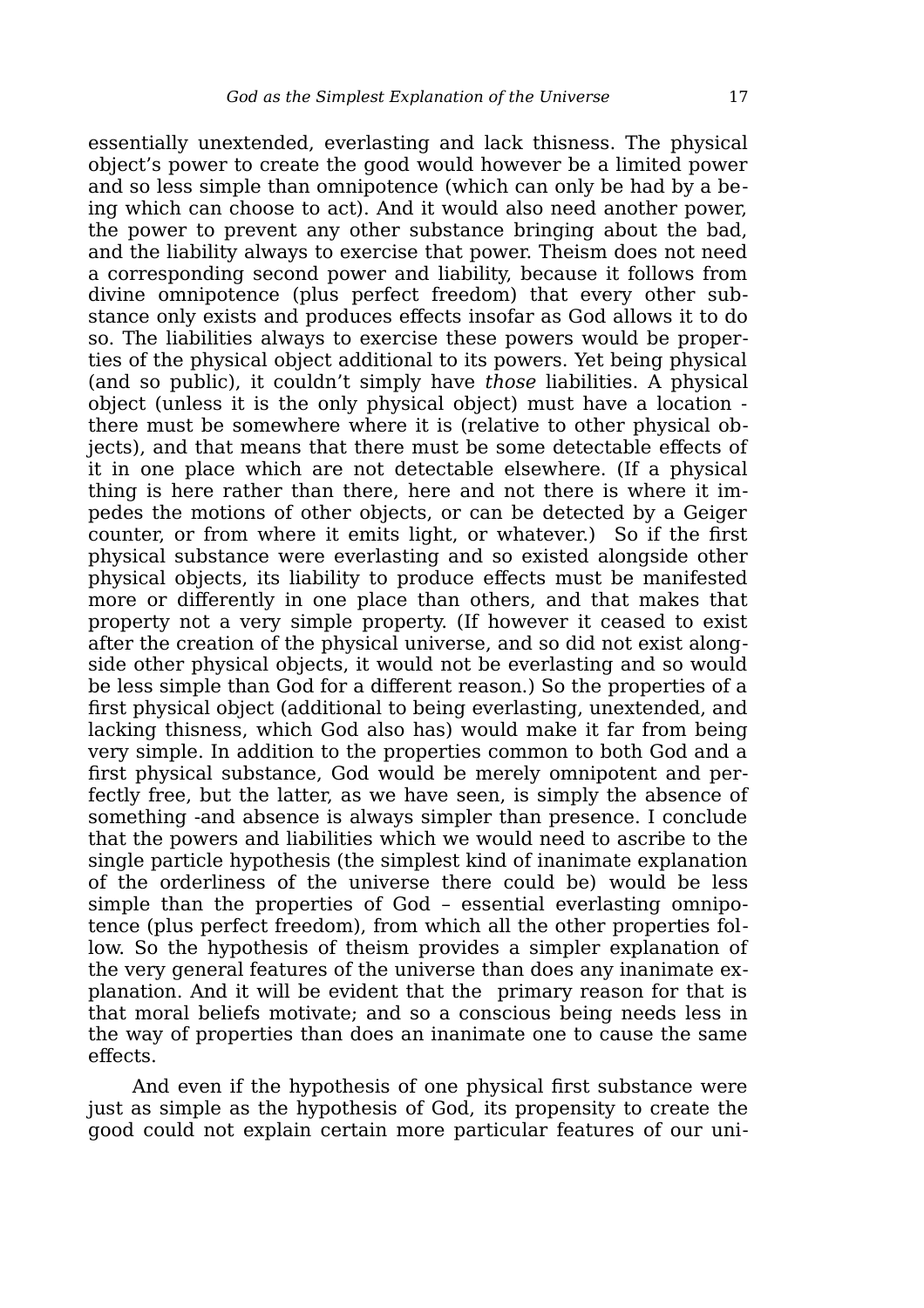essentially unextended, everlasting and lack thisness. The physical object's power to create the good would however be a limited power and so less simple than omnipotence (which can only be had by a being which can choose to act). And it would also need another power, the power to prevent any other substance bringing about the bad, and the liability always to exercise that power. Theism does not need a corresponding second power and liability, because it follows from divine omnipotence (plus perfect freedom) that every other substance only exists and produces effects insofar as God allows it to do so. The liabilities always to exercise these powers would be properties of the physical object additional to its powers. Yet being physical (and so public), it couldn't simply have *those* liabilities. A physical object (unless it is the only physical object) must have a location - there must be somewhere where it is (relative to other physical objects), and that means that there must be some detectable effects of it in one place which are not detectable elsewhere. (If a physical thing is here rather than there, here and not there is where it impedes the motions of other objects, or can be detected by a Geiger counter, or from where it emits light, or whatever.) So if the first physical substance were everlasting and so existed alongside other physical objects, its liability to produce effects must be manifested more or differently in one place than others, and that makes that property not a very simple property. (If however it ceased to exist after the creation of the physical universe, and so did not exist alongside other physical objects, it would not be everlasting and so would be less simple than God for a different reason.) So the properties of a first physical object (additional to being everlasting, unextended, and lacking thisness, which God also has) would make it far from being very simple. In addition to the properties common to both God and a first physical substance, God would be merely omnipotent and perfectly free, but the latter, as we have seen, is simply the absence of something -and absence is always simpler than presence. I conclude that the powers and liabilities which we would need to ascribe to the single particle hypothesis (the simplest kind of inanimate explanation of the orderliness of the universe there could be) would be less simple than the properties of God – essential everlasting omnipotence (plus perfect freedom), from which all the other properties follow. So the hypothesis of theism provides a simpler explanation of the very general features of the universe than does any inanimate explanation. And it will be evident that the primary reason for that is that moral beliefs motivate; and so a conscious being needs less in the way of properties than does an inanimate one to cause the same effects.

And even if the hypothesis of one physical first substance were just as simple as the hypothesis of God, its propensity to create the good could not explain certain more particular features of our uni-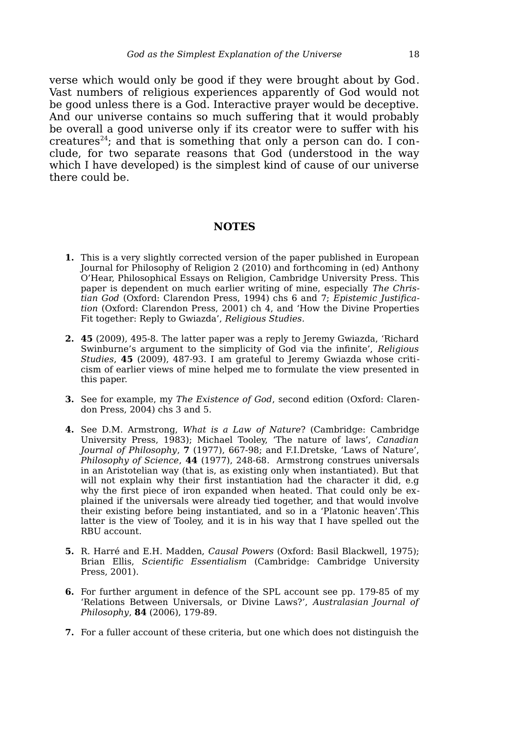verse which would only be good if they were brought about by God. Vast numbers of religious experiences apparently of God would not be good unless there is a God. Interactive prayer would be deceptive. And our universe contains so much suffering that it would probably be overall a good universe only if its creator were to suffer with his creatures[24]; and that is something that only a person can do. I conclude, for two separate reasons that God (understood in the way which I have developed) is the simplest kind of cause of our universe there could be.

## NOTES

**1.** This is a very slightly corrected version of the paper published in European Journal for Philosophy of Religion 2 (2010) and forthcoming in (ed) Anthony O'Hear, Philosophical Essays on Religion, Cambridge University Press. This paper is dependent on much earlier writing of mine, especially *The Christian God* (Oxford: Clarendon Press, 1994) chs 6 and 7; *Epistemic Justification* (Oxford: Clarendon Press, 2001) ch 4, and 'How the Divine Properties Fit together: Reply to Gwiazda', *Religious Studies.*

**2.** **45** (2009), 495-8. The latter paper was a reply to Jeremy Gwiazda, 'Richard Swinburne's argument to the simplicity of God via the infinite', *Religious Studies*, **45** (2009), 487-93. I am grateful to Jeremy Gwiazda whose criticism of earlier views of mine helped me to formulate the view presented in this paper.

**3.** See for example, my *The Existence of God*, second edition (Oxford: Clarendon Press, 2004) chs 3 and 5.

**4.** See D.M. Armstrong, *What is a Law of Nature*? (Cambridge: Cambridge University Press, 1983); Michael Tooley, 'The nature of laws', *Canadian Journal of Philosophy*, **7** (1977), 667-98; and F.I.Dretske, 'Laws of Nature', *Philosophy of Science*, **44** (1977), 248-68. Armstrong construes universals in an Aristotelian way (that is, as existing only when instantiated). But that will not explain why their first instantiation had the character it did, e.g why the first piece of iron expanded when heated. That could only be explained if the universals were already tied together, and that would involve their existing before being instantiated, and so in a 'Platonic heaven'.This latter is the view of Tooley, and it is in his way that I have spelled out the RBU account.

**5.** R. Harré and E.H. Madden, *Causal Powers* (Oxford: Basil Blackwell, 1975); Brian Ellis, *Scientific Essentialism* (Cambridge: Cambridge University Press, 2001).

**6.** For further argument in defence of the SPL account see pp. 179-85 of my 'Relations Between Universals, or Divine Laws?', *Australasian Journal of Philosophy*, **84** (2006), 179-89.

**7.** For a fuller account of these criteria, but one which does not distinguish the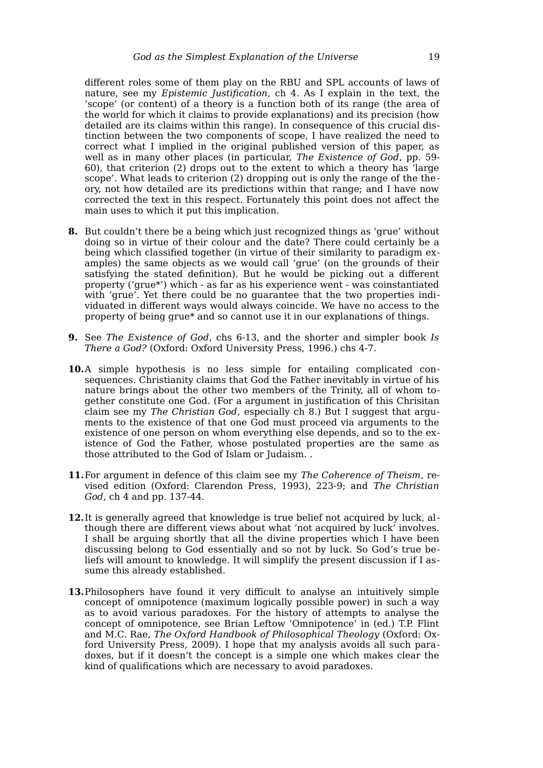different roles some of them play on the RBU and SPL accounts of laws of nature, see my *Epistemic Justification*, ch 4. As I explain in the text, the 'scope' (or content) of a theory is a function both of its range (the area of the world for which it claims to provide explanations) and its precision (how detailed are its claims within this range). In consequence of this crucial distinction between the two components of scope, I have realized the need to correct what I implied in the original published version of this paper, as well as in many other places (in particular, *The Existence of God*, pp. 59-60), that criterion (2) drops out to the extent to which a theory has 'large scope'. What leads to criterion (2) dropping out is only the range of the theory, not how detailed are its predictions within that range; and I have now corrected the text in this respect. Fortunately this point does not affect the main uses to which it put this implication.

**8.** But couldn't there be a being which just recognized things as 'grue' without doing so in virtue of their colour and the date? There could certainly be a being which classified together (in virtue of their similarity to paradigm examples) the same objects as we would call 'grue' (on the grounds of their satisfying the stated definition). But he would be picking out a different property ('grue*') which - as far as his experience went - was coinstantiated with 'grue'. Yet there could be no guarantee that the two properties individuated in different ways would always coincide. We have no access to the property of being grue* and so cannot use it in our explanations of things.

**9.** See *The Existence of God*, chs 6-13, and the shorter and simpler book *Is There a God?* (Oxford: Oxford University Press, 1996.) chs 4-7.

**10.** A simple hypothesis is no less simple for entailing complicated consequences. Christianity claims that God the Father inevitably in virtue of his nature brings about the other two members of the Trinity, all of whom together constitute one God. (For a argument in justification of this Chrisitan claim see my *The Christian God*, especially ch 8.) But I suggest that arguments to the existence of that one God must proceed via arguments to the existence of one person on whom everything else depends, and so to the existence of God the Father, whose postulated properties are the same as those attributed to the God of Islam or Judaism. .

**11.** For argument in defence of this claim see my *The Coherence of Theism*, revised edition (Oxford: Clarendon Press, 1993), 223-9; and *The Christian God*, ch 4 and pp. 137-44.

**12.** It is generally agreed that knowledge is true belief not acquired by luck, although there are different views about what 'not acquired by luck' involves. I shall be arguing shortly that all the divine properties which I have been discussing belong to God essentially and so not by luck. So God's true beliefs will amount to knowledge. It will simplify the present discussion if I assume this already established.

**13.** Philosophers have found it very difficult to analyse an intuitively simple concept of omnipotence (maximum logically possible power) in such a way as to avoid various paradoxes. For the history of attempts to analyse the concept of omnipotence, see Brian Leftow 'Omnipotence' in (ed.) T.P. Flint and M.C. Rae, *The Oxford Handbook of Philosophical Theology* (Oxford: Oxford University Press, 2009). I hope that my analysis avoids all such paradoxes, but if it doesn't the concept is a simple one which makes clear the kind of qualifications which are necessary to avoid paradoxes.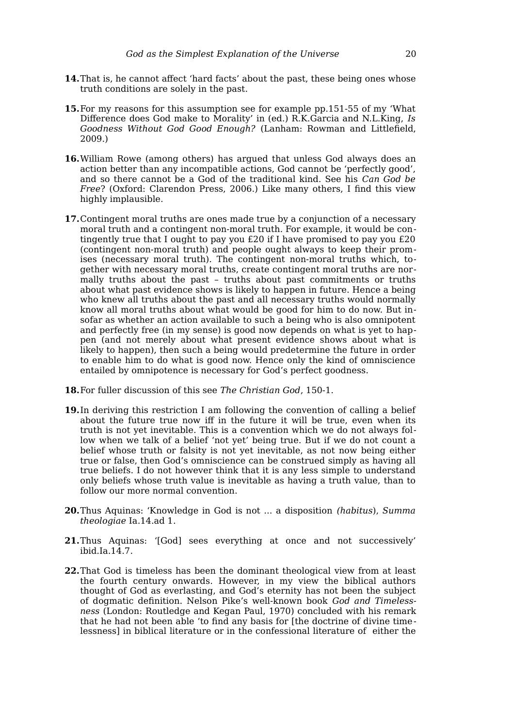**14.** That is, he cannot affect 'hard facts' about the past, these being ones whose truth conditions are solely in the past.

**15.** For my reasons for this assumption see for example pp.151-55 of my 'What Difference does God make to Morality' in (ed.) R.K.Garcia and N.L.King, *Is Goodness Without God Good Enough?* (Lanham: Rowman and Littlefield, 2009.)

**16.** William Rowe (among others) has argued that unless God always does an action better than any incompatible actions, God cannot be 'perfectly good', and so there cannot be a God of the traditional kind. See his *Can God be Free*? (Oxford: Clarendon Press, 2006.) Like many others, I find this view highly implausible.

**17.** Contingent moral truths are ones made true by a conjunction of a necessary moral truth and a contingent non-moral truth. For example, it would be contingently true that I ought to pay you £20 if I have promised to pay you £20 (contingent non-moral truth) and people ought always to keep their promises (necessary moral truth). The contingent non-moral truths which, together with necessary moral truths, create contingent moral truths are normally truths about the past – truths about past commitments or truths about what past evidence shows is likely to happen in future. Hence a being who knew all truths about the past and all necessary truths would normally know all moral truths about what would be good for him to do now. But insofar as whether an action available to such a being who is also omnipotent and perfectly free (in my sense) is good now depends on what is yet to happen (and not merely about what present evidence shows about what is likely to happen), then such a being would predetermine the future in order to enable him to do what is good now. Hence only the kind of omniscience entailed by omnipotence is necessary for God's perfect goodness.

**18.** For fuller discussion of this see *The Christian God*, 150-1.

**19.** In deriving this restriction I am following the convention of calling a belief about the future true now iff in the future it will be true, even when its truth is not yet inevitable. This is a convention which we do not always follow when we talk of a belief 'not yet' being true. But if we do not count a belief whose truth or falsity is not yet inevitable, as not now being either true or false, then God's omniscience can be construed simply as having all true beliefs. I do not however think that it is any less simple to understand only beliefs whose truth value is inevitable as having a truth value, than to follow our more normal convention.

**20.** Thus Aquinas: 'Knowledge in God is not ... a disposition *(habitus*), *Summa theologiae* Ia.14.ad 1.

**21.** Thus Aquinas: '[God] sees everything at once and not successively' ibid.Ia.14.7.

**22.** That God is timeless has been the dominant theological view from at least the fourth century onwards. However, in my view the biblical authors thought of God as everlasting, and God's eternity has not been the subject of dogmatic definition. Nelson Pike's well-known book *God and Timelessness* (London: Routledge and Kegan Paul, 1970) concluded with his remark that he had not been able 'to find any basis for [the doctrine of divine timelessness] in biblical literature or in the confessional literature of either the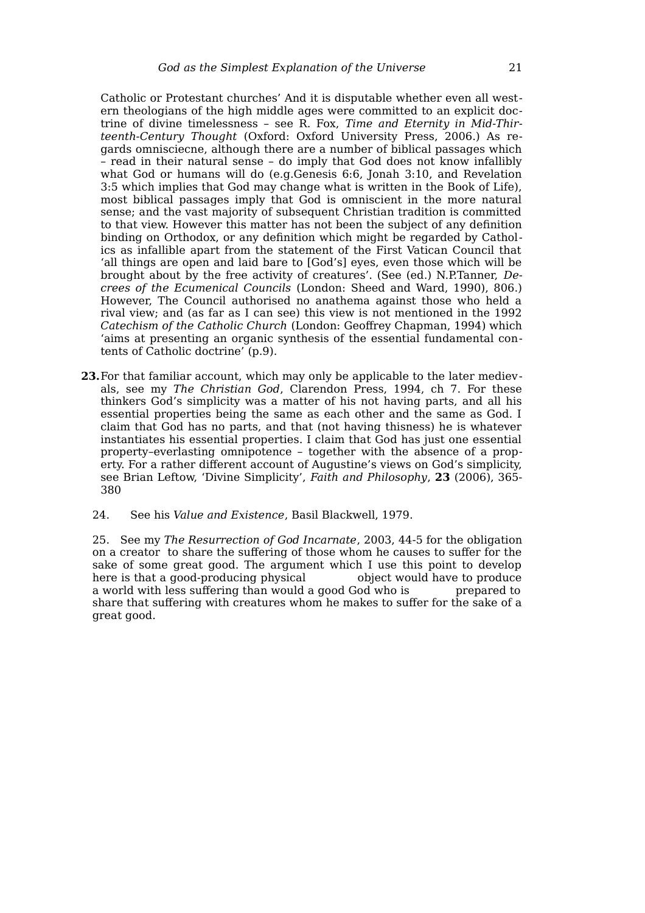Catholic or Protestant churches' And it is disputable whether even all western theologians of the high middle ages were committed to an explicit doctrine of divine timelessness – see R. Fox, *Time and Eternity in Mid-Thirteenth-Century Thought* (Oxford: Oxford University Press, 2006.) As regards omnisciecne, although there are a number of biblical passages which – read in their natural sense – do imply that God does not know infallibly what God or humans will do (e.g.Genesis 6:6, Jonah 3:10, and Revelation 3:5 which implies that God may change what is written in the Book of Life), most biblical passages imply that God is omniscient in the more natural sense; and the vast majority of subsequent Christian tradition is committed to that view. However this matter has not been the subject of any definition binding on Orthodox, or any definition which might be regarded by Catholics as infallible apart from the statement of the First Vatican Council that 'all things are open and laid bare to [God's] eyes, even those which will be brought about by the free activity of creatures'. (See (ed.) N.P.Tanner, *Decrees of the Ecumenical Councils* (London: Sheed and Ward, 1990), 806.) However, The Council authorised no anathema against those who held a rival view; and (as far as I can see) this view is not mentioned in the 1992 *Catechism of the Catholic Church* (London: Geoffrey Chapman, 1994) which 'aims at presenting an organic synthesis of the essential fundamental contents of Catholic doctrine' (p.9).

**23.** For that familiar account, which may only be applicable to the later medievals, see my *The Christian God*, Clarendon Press, 1994, ch 7. For these thinkers God's simplicity was a matter of his not having parts, and all his essential properties being the same as each other and the same as God. I claim that God has no parts, and that (not having thisness) he is whatever instantiates his essential properties. I claim that God has just one essential property–everlasting omnipotence – together with the absence of a property. For a rather different account of Augustine's views on God's simplicity, see Brian Leftow, 'Divine Simplicity', *Faith and Philosophy*, **23** (2006), 365-380

24. See his *Value and Existence*, Basil Blackwell, 1979.

25. See my *The Resurrection of God Incarnate*, 2003, 44-5 for the obligation on a creator to share the suffering of those whom he causes to suffer for the sake of some great good. The argument which I use this point to develop here is that a good-producing physical object would have to produce a world with less suffering than would a good God who is prepared to share that suffering with creatures whom he makes to suffer for the sake of a great good.